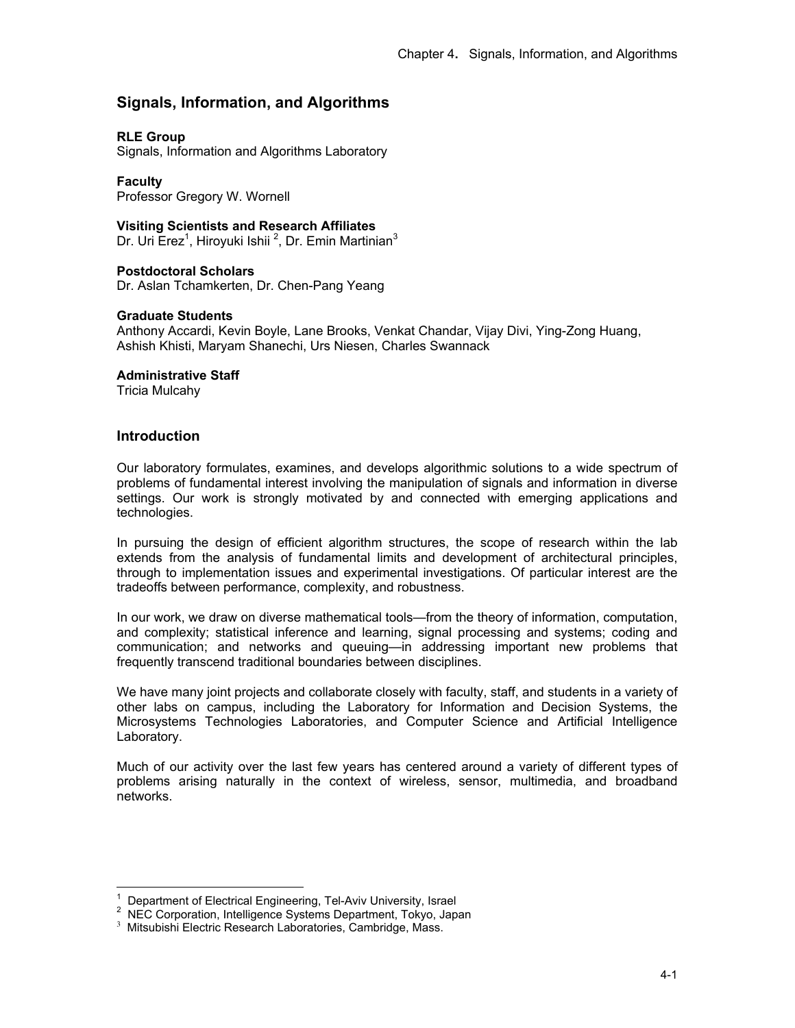# Signals, Information, and Algorithms

**RLE Group**
Signals, Information and Algorithms Laboratory

**Faculty**
Professor Gregory W. Wornell

**Visiting Scientists and Research Affiliates**
Dr. Uri Erez[1], Hiroyuki Ishii [2], Dr. Emin Martinian[3]

**Postdoctoral Scholars**
Dr. Aslan Tchamkerten, Dr. Chen-Pang Yeang

**Graduate Students**
Anthony Accardi, Kevin Boyle, Lane Brooks, Venkat Chandar, Vijay Divi, Ying-Zong Huang, Ashish Khisti, Maryam Shanechi, Urs Niesen, Charles Swannack

**Administrative Staff**
Tricia Mulcahy

## Introduction

Our laboratory formulates, examines, and develops algorithmic solutions to a wide spectrum of problems of fundamental interest involving the manipulation of signals and information in diverse settings. Our work is strongly motivated by and connected with emerging applications and technologies.

In pursuing the design of efficient algorithm structures, the scope of research within the lab extends from the analysis of fundamental limits and development of architectural principles, through to implementation issues and experimental investigations. Of particular interest are the tradeoffs between performance, complexity, and robustness.

In our work, we draw on diverse mathematical tools—from the theory of information, computation, and complexity; statistical inference and learning, signal processing and systems; coding and communication; and networks and queuing—in addressing important new problems that frequently transcend traditional boundaries between disciplines.

We have many joint projects and collaborate closely with faculty, staff, and students in a variety of other labs on campus, including the Laboratory for Information and Decision Systems, the Microsystems Technologies Laboratories, and Computer Science and Artificial Intelligence Laboratory.

Much of our activity over the last few years has centered around a variety of different types of problems arising naturally in the context of wireless, sensor, multimedia, and broadband networks.

---

[1] Department of Electrical Engineering, Tel-Aviv University, Israel
[2] NEC Corporation, Intelligence Systems Department, Tokyo, Japan
[3] Mitsubishi Electric Research Laboratories, Cambridge, Mass.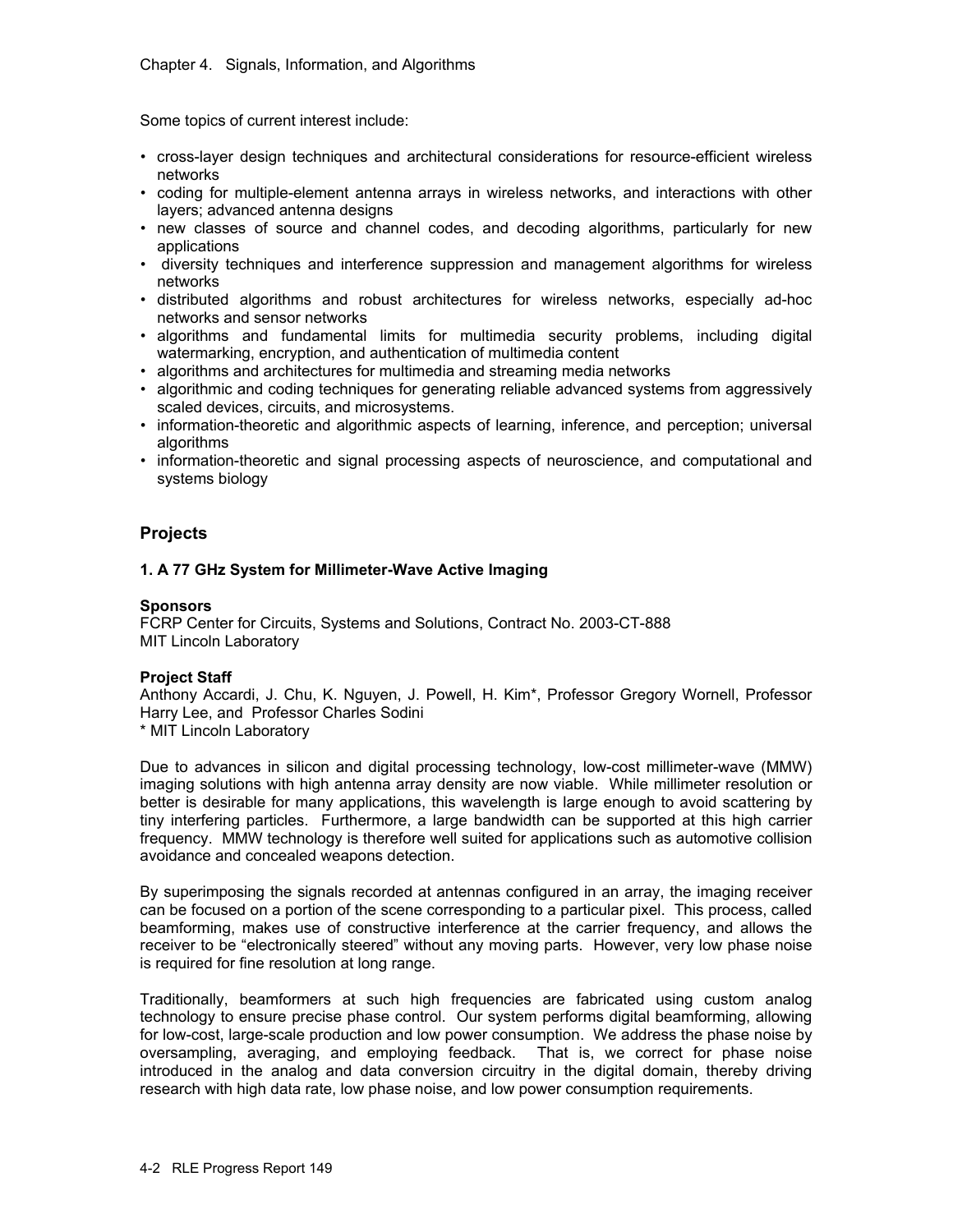Some topics of current interest include:

- cross-layer design techniques and architectural considerations for resource-efficient wireless networks
- coding for multiple-element antenna arrays in wireless networks, and interactions with other layers; advanced antenna designs
- new classes of source and channel codes, and decoding algorithms, particularly for new applications
- diversity techniques and interference suppression and management algorithms for wireless networks
- distributed algorithms and robust architectures for wireless networks, especially ad-hoc networks and sensor networks
- algorithms and fundamental limits for multimedia security problems, including digital watermarking, encryption, and authentication of multimedia content
- algorithms and architectures for multimedia and streaming media networks
- algorithmic and coding techniques for generating reliable advanced systems from aggressively scaled devices, circuits, and microsystems.
- information-theoretic and algorithmic aspects of learning, inference, and perception; universal algorithms
- information-theoretic and signal processing aspects of neuroscience, and computational and systems biology

## Projects

### 1. A 77 GHz System for Millimeter-Wave Active Imaging

**Sponsors**
FCRP Center for Circuits, Systems and Solutions, Contract No. 2003-CT-888
MIT Lincoln Laboratory

**Project Staff**
Anthony Accardi, J. Chu, K. Nguyen, J. Powell, H. Kim*, Professor Gregory Wornell, Professor Harry Lee, and Professor Charles Sodini
* MIT Lincoln Laboratory

Due to advances in silicon and digital processing technology, low-cost millimeter-wave (MMW) imaging solutions with high antenna array density are now viable. While millimeter resolution or better is desirable for many applications, this wavelength is large enough to avoid scattering by tiny interfering particles. Furthermore, a large bandwidth can be supported at this high carrier frequency. MMW technology is therefore well suited for applications such as automotive collision avoidance and concealed weapons detection.

By superimposing the signals recorded at antennas configured in an array, the imaging receiver can be focused on a portion of the scene corresponding to a particular pixel. This process, called beamforming, makes use of constructive interference at the carrier frequency, and allows the receiver to be "electronically steered" without any moving parts. However, very low phase noise is required for fine resolution at long range.

Traditionally, beamformers at such high frequencies are fabricated using custom analog technology to ensure precise phase control. Our system performs digital beamforming, allowing for low-cost, large-scale production and low power consumption. We address the phase noise by oversampling, averaging, and employing feedback. That is, we correct for phase noise introduced in the analog and data conversion circuitry in the digital domain, thereby driving research with high data rate, low phase noise, and low power consumption requirements.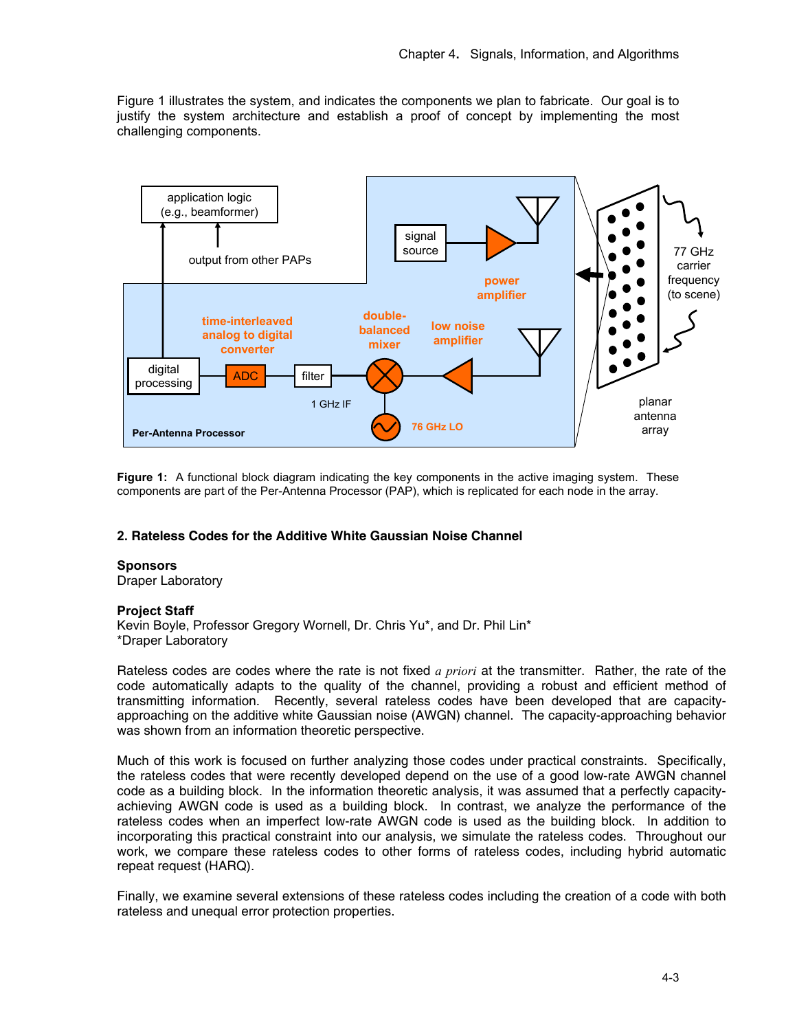Figure 1 illustrates the system, and indicates the components we plan to fabricate. Our goal is to justify the system architecture and establish a proof of concept by implementing the most challenging components.

**Figure 1:** A functional block diagram indicating the key components in the active imaging system. These components are part of the Per-Antenna Processor (PAP), which is replicated for each node in the array.

## 2. Rateless Codes for the Additive White Gaussian Noise Channel

**Sponsors**

Draper Laboratory

**Project Staff**

Kevin Boyle, Professor Gregory Wornell, Dr. Chris Yu*, and Dr. Phil Lin*
*Draper Laboratory

Rateless codes are codes where the rate is not fixed *a priori* at the transmitter. Rather, the rate of the code automatically adapts to the quality of the channel, providing a robust and efficient method of transmitting information. Recently, several rateless codes have been developed that are capacity-approaching on the additive white Gaussian noise (AWGN) channel. The capacity-approaching behavior was shown from an information theoretic perspective.

Much of this work is focused on further analyzing those codes under practical constraints. Specifically, the rateless codes that were recently developed depend on the use of a good low-rate AWGN channel code as a building block. In the information theoretic analysis, it was assumed that a perfectly capacity-achieving AWGN code is used as a building block. In contrast, we analyze the performance of the rateless codes when an imperfect low-rate AWGN code is used as the building block. In addition to incorporating this practical constraint into our analysis, we simulate the rateless codes. Throughout our work, we compare these rateless codes to other forms of rateless codes, including hybrid automatic repeat request (HARQ).

Finally, we examine several extensions of these rateless codes including the creation of a code with both rateless and unequal error protection properties.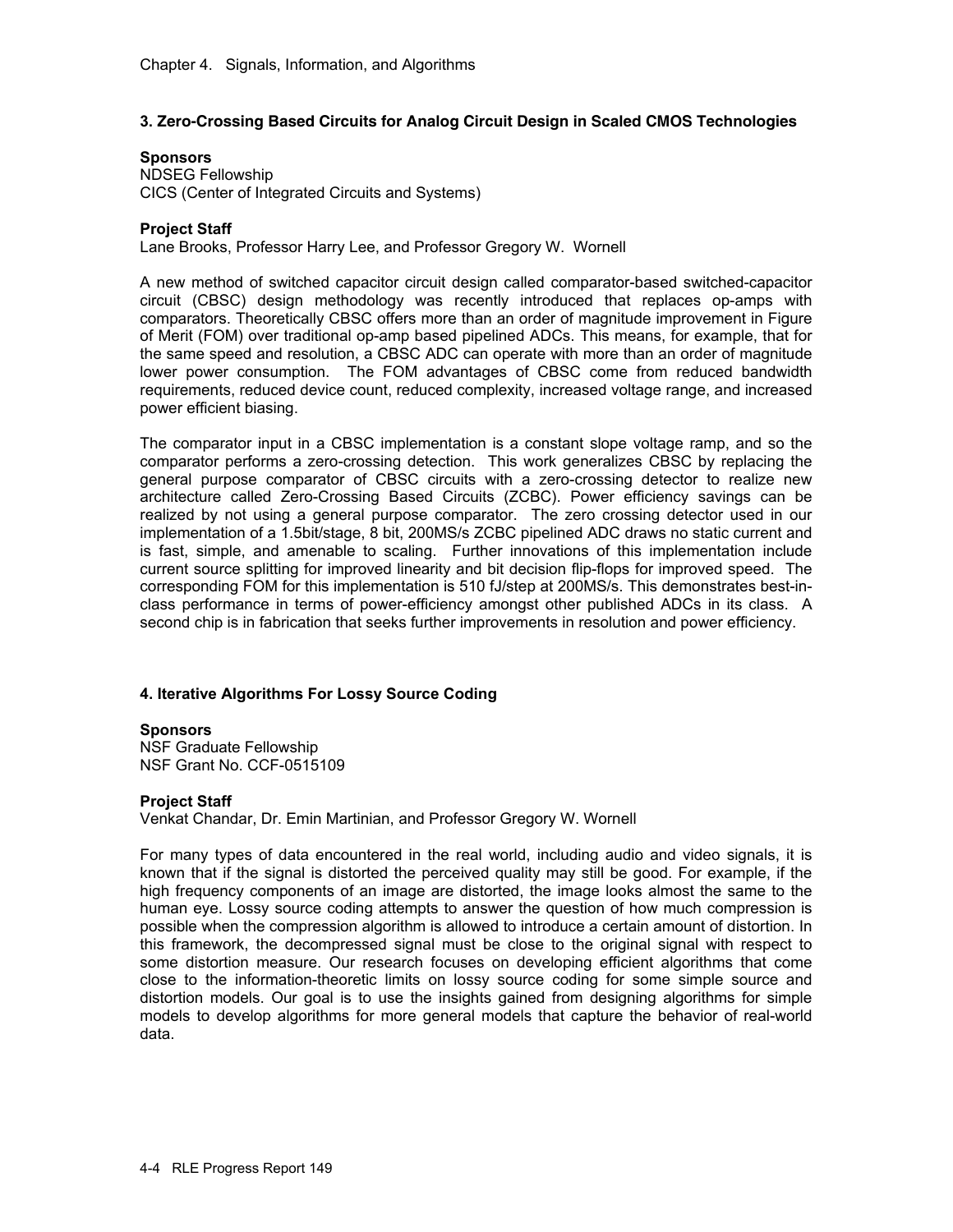## 3. Zero-Crossing Based Circuits for Analog Circuit Design in Scaled CMOS Technologies

**Sponsors**
NDSEG Fellowship
CICS (Center of Integrated Circuits and Systems)

**Project Staff**
Lane Brooks, Professor Harry Lee, and Professor Gregory W. Wornell

A new method of switched capacitor circuit design called comparator-based switched-capacitor circuit (CBSC) design methodology was recently introduced that replaces op-amps with comparators. Theoretically CBSC offers more than an order of magnitude improvement in Figure of Merit (FOM) over traditional op-amp based pipelined ADCs. This means, for example, that for the same speed and resolution, a CBSC ADC can operate with more than an order of magnitude lower power consumption. The FOM advantages of CBSC come from reduced bandwidth requirements, reduced device count, reduced complexity, increased voltage range, and increased power efficient biasing.

The comparator input in a CBSC implementation is a constant slope voltage ramp, and so the comparator performs a zero-crossing detection. This work generalizes CBSC by replacing the general purpose comparator of CBSC circuits with a zero-crossing detector to realize new architecture called Zero-Crossing Based Circuits (ZCBC). Power efficiency savings can be realized by not using a general purpose comparator. The zero crossing detector used in our implementation of a 1.5bit/stage, 8 bit, 200MS/s ZCBC pipelined ADC draws no static current and is fast, simple, and amenable to scaling. Further innovations of this implementation include current source splitting for improved linearity and bit decision flip-flops for improved speed. The corresponding FOM for this implementation is 510 fJ/step at 200MS/s. This demonstrates best-in-class performance in terms of power-efficiency amongst other published ADCs in its class. A second chip is in fabrication that seeks further improvements in resolution and power efficiency.

## 4. Iterative Algorithms For Lossy Source Coding

**Sponsors**
NSF Graduate Fellowship
NSF Grant No. CCF-0515109

**Project Staff**
Venkat Chandar, Dr. Emin Martinian, and Professor Gregory W. Wornell

For many types of data encountered in the real world, including audio and video signals, it is known that if the signal is distorted the perceived quality may still be good. For example, if the high frequency components of an image are distorted, the image looks almost the same to the human eye. Lossy source coding attempts to answer the question of how much compression is possible when the compression algorithm is allowed to introduce a certain amount of distortion. In this framework, the decompressed signal must be close to the original signal with respect to some distortion measure. Our research focuses on developing efficient algorithms that come close to the information-theoretic limits on lossy source coding for some simple source and distortion models. Our goal is to use the insights gained from designing algorithms for simple models to develop algorithms for more general models that capture the behavior of real-world data.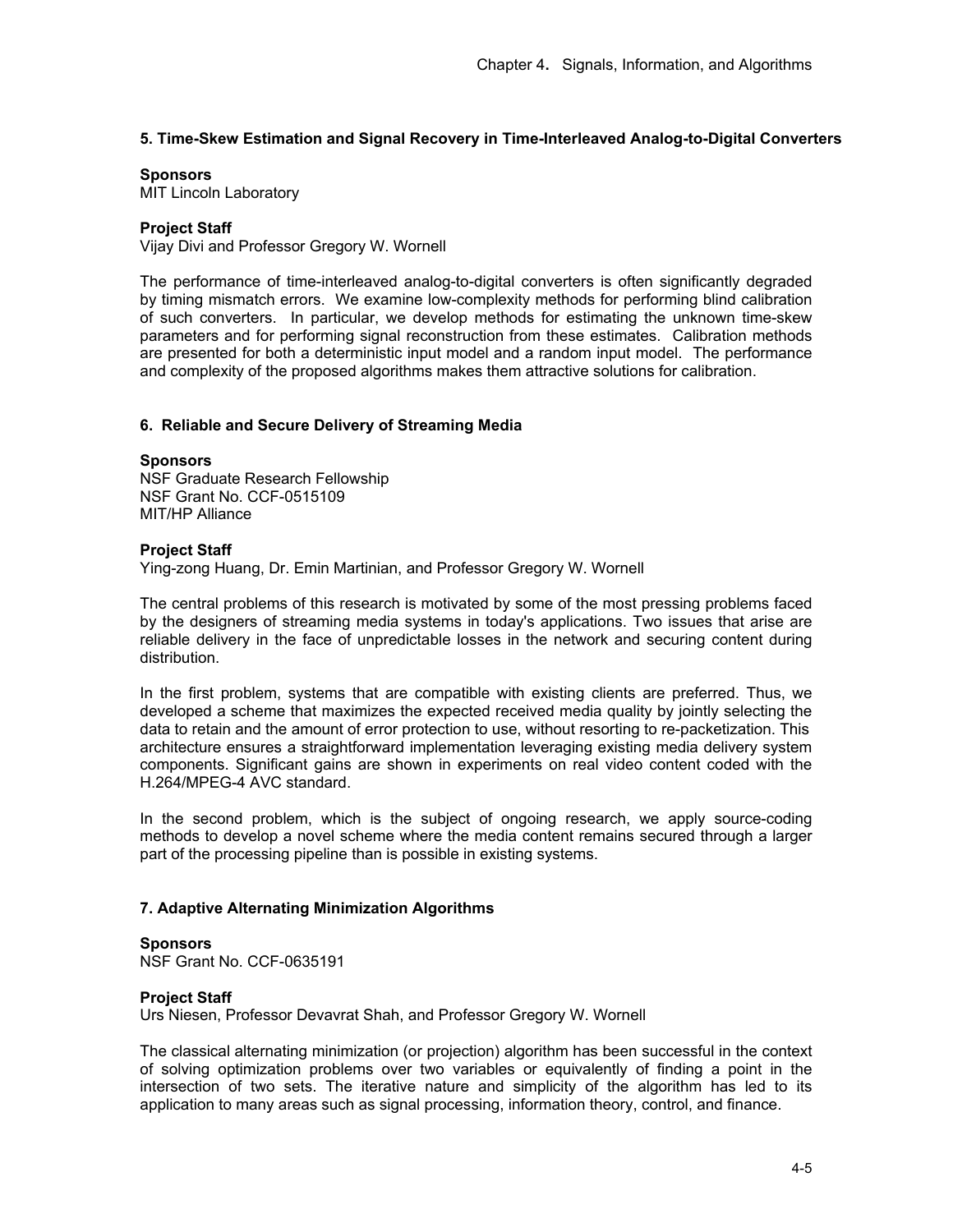### 5. Time-Skew Estimation and Signal Recovery in Time-Interleaved Analog-to-Digital Converters

**Sponsors**
MIT Lincoln Laboratory

**Project Staff**
Vijay Divi and Professor Gregory W. Wornell

The performance of time-interleaved analog-to-digital converters is often significantly degraded by timing mismatch errors. We examine low-complexity methods for performing blind calibration of such converters. In particular, we develop methods for estimating the unknown time-skew parameters and for performing signal reconstruction from these estimates. Calibration methods are presented for both a deterministic input model and a random input model. The performance and complexity of the proposed algorithms makes them attractive solutions for calibration.

### 6. Reliable and Secure Delivery of Streaming Media

**Sponsors**
NSF Graduate Research Fellowship
NSF Grant No. CCF-0515109
MIT/HP Alliance

**Project Staff**
Ying-zong Huang, Dr. Emin Martinian, and Professor Gregory W. Wornell

The central problems of this research is motivated by some of the most pressing problems faced by the designers of streaming media systems in today's applications. Two issues that arise are reliable delivery in the face of unpredictable losses in the network and securing content during distribution.

In the first problem, systems that are compatible with existing clients are preferred. Thus, we developed a scheme that maximizes the expected received media quality by jointly selecting the data to retain and the amount of error protection to use, without resorting to re-packetization. This architecture ensures a straightforward implementation leveraging existing media delivery system components. Significant gains are shown in experiments on real video content coded with the H.264/MPEG-4 AVC standard.

In the second problem, which is the subject of ongoing research, we apply source-coding methods to develop a novel scheme where the media content remains secured through a larger part of the processing pipeline than is possible in existing systems.

### 7. Adaptive Alternating Minimization Algorithms

**Sponsors**
NSF Grant No. CCF-0635191

**Project Staff**
Urs Niesen, Professor Devavrat Shah, and Professor Gregory W. Wornell

The classical alternating minimization (or projection) algorithm has been successful in the context of solving optimization problems over two variables or equivalently of finding a point in the intersection of two sets. The iterative nature and simplicity of the algorithm has led to its application to many areas such as signal processing, information theory, control, and finance.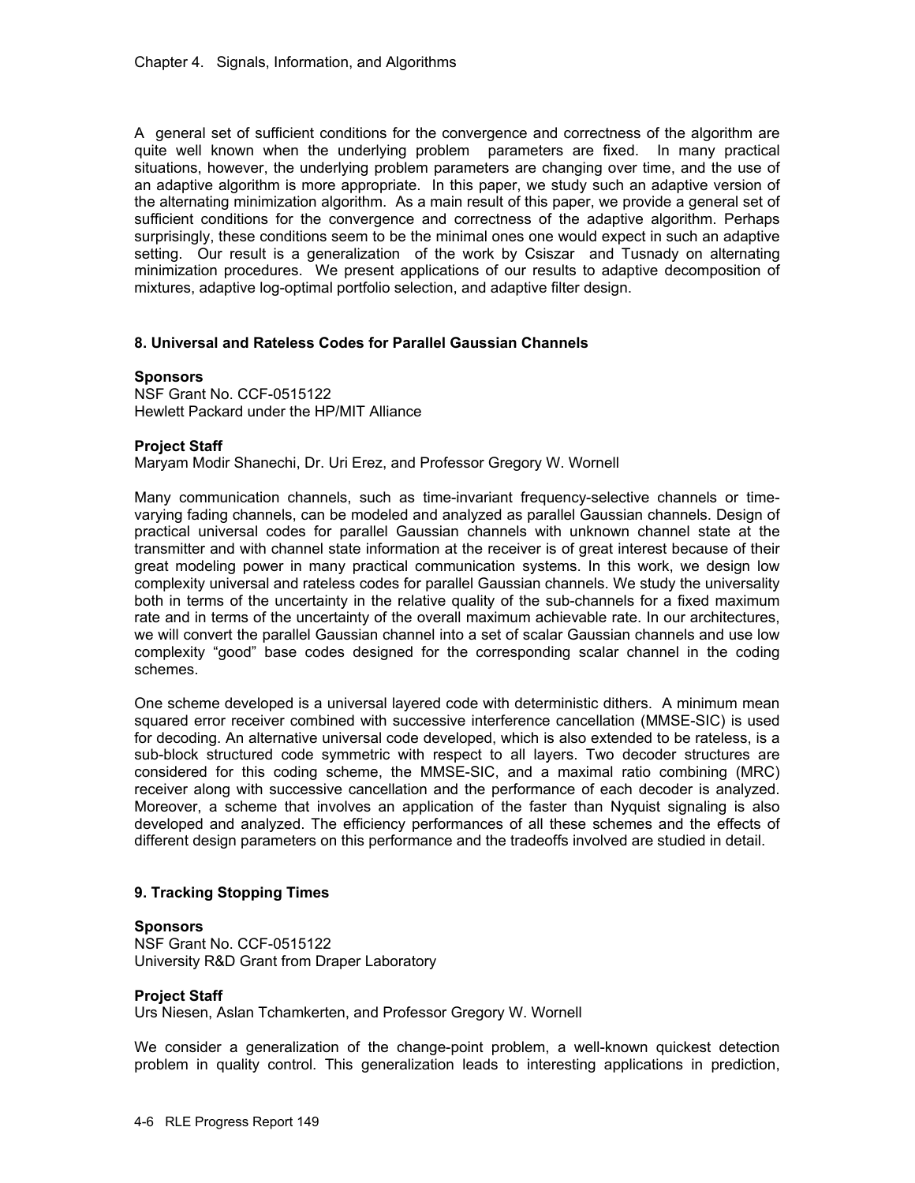A general set of sufficient conditions for the convergence and correctness of the algorithm are quite well known when the underlying problem parameters are fixed. In many practical situations, however, the underlying problem parameters are changing over time, and the use of an adaptive algorithm is more appropriate. In this paper, we study such an adaptive version of the alternating minimization algorithm. As a main result of this paper, we provide a general set of sufficient conditions for the convergence and correctness of the adaptive algorithm. Perhaps surprisingly, these conditions seem to be the minimal ones one would expect in such an adaptive setting. Our result is a generalization of the work by Csiszar and Tusnady on alternating minimization procedures. We present applications of our results to adaptive decomposition of mixtures, adaptive log-optimal portfolio selection, and adaptive filter design.

### 8. Universal and Rateless Codes for Parallel Gaussian Channels

**Sponsors**
NSF Grant No. CCF-0515122
Hewlett Packard under the HP/MIT Alliance

**Project Staff**
Maryam Modir Shanechi, Dr. Uri Erez, and Professor Gregory W. Wornell

Many communication channels, such as time-invariant frequency-selective channels or time-varying fading channels, can be modeled and analyzed as parallel Gaussian channels. Design of practical universal codes for parallel Gaussian channels with unknown channel state at the transmitter and with channel state information at the receiver is of great interest because of their great modeling power in many practical communication systems. In this work, we design low complexity universal and rateless codes for parallel Gaussian channels. We study the universality both in terms of the uncertainty in the relative quality of the sub-channels for a fixed maximum rate and in terms of the uncertainty of the overall maximum achievable rate. In our architectures, we will convert the parallel Gaussian channel into a set of scalar Gaussian channels and use low complexity "good" base codes designed for the corresponding scalar channel in the coding schemes.

One scheme developed is a universal layered code with deterministic dithers. A minimum mean squared error receiver combined with successive interference cancellation (MMSE-SIC) is used for decoding. An alternative universal code developed, which is also extended to be rateless, is a sub-block structured code symmetric with respect to all layers. Two decoder structures are considered for this coding scheme, the MMSE-SIC, and a maximal ratio combining (MRC) receiver along with successive cancellation and the performance of each decoder is analyzed. Moreover, a scheme that involves an application of the faster than Nyquist signaling is also developed and analyzed. The efficiency performances of all these schemes and the effects of different design parameters on this performance and the tradeoffs involved are studied in detail.

### 9. Tracking Stopping Times

**Sponsors**
NSF Grant No. CCF-0515122
University R&D Grant from Draper Laboratory

**Project Staff**
Urs Niesen, Aslan Tchamkerten, and Professor Gregory W. Wornell

We consider a generalization of the change-point problem, a well-known quickest detection problem in quality control. This generalization leads to interesting applications in prediction,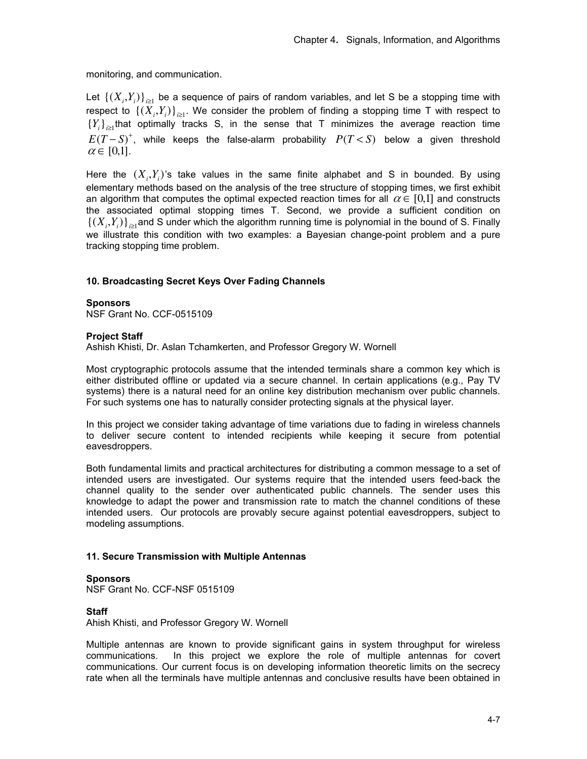monitoring, and communication.

Let $\{(X_i,Y_i)\}_{i\geq 1}$ be a sequence of pairs of random variables, and let S be a stopping time with respect to $\{(X_i,Y_i)\}_{i\geq 1}$. We consider the problem of finding a stopping time T with respect to $\{Y_i\}_{i\geq 1}$ that optimally tracks S, in the sense that T minimizes the average reaction time $E(T-S)^+$, while keeps the false-alarm probability $P(T<S)$ below a given threshold $\alpha \in [0,1]$.

Here the $(X_i,Y_i)$'s take values in the same finite alphabet and S in bounded. By using elementary methods based on the analysis of the tree structure of stopping times, we first exhibit an algorithm that computes the optimal expected reaction times for all $\alpha \in [0,1]$ and constructs the associated optimal stopping times T. Second, we provide a sufficient condition on $\{(X_i,Y_i)\}_{i\geq 1}$ and S under which the algorithm running time is polynomial in the bound of S. Finally we illustrate this condition with two examples: a Bayesian change-point problem and a pure tracking stopping time problem.

### 10. Broadcasting Secret Keys Over Fading Channels

**Sponsors**
NSF Grant No. CCF-0515109

**Project Staff**
Ashish Khisti, Dr. Aslan Tchamkerten, and Professor Gregory W. Wornell

Most cryptographic protocols assume that the intended terminals share a common key which is either distributed offline or updated via a secure channel. In certain applications (e.g., Pay TV systems) there is a natural need for an online key distribution mechanism over public channels. For such systems one has to naturally consider protecting signals at the physical layer.

In this project we consider taking advantage of time variations due to fading in wireless channels to deliver secure content to intended recipients while keeping it secure from potential eavesdroppers.

Both fundamental limits and practical architectures for distributing a common message to a set of intended users are investigated. Our systems require that the intended users feed-back the channel quality to the sender over authenticated public channels. The sender uses this knowledge to adapt the power and transmission rate to match the channel conditions of these intended users. Our protocols are provably secure against potential eavesdroppers, subject to modeling assumptions.

### 11. Secure Transmission with Multiple Antennas

**Sponsors**
NSF Grant No. CCF-NSF 0515109

**Staff**
Ahish Khisti, and Professor Gregory W. Wornell

Multiple antennas are known to provide significant gains in system throughput for wireless communications. In this project we explore the role of multiple antennas for covert communications. Our current focus is on developing information theoretic limits on the secrecy rate when all the terminals have multiple antennas and conclusive results have been obtained in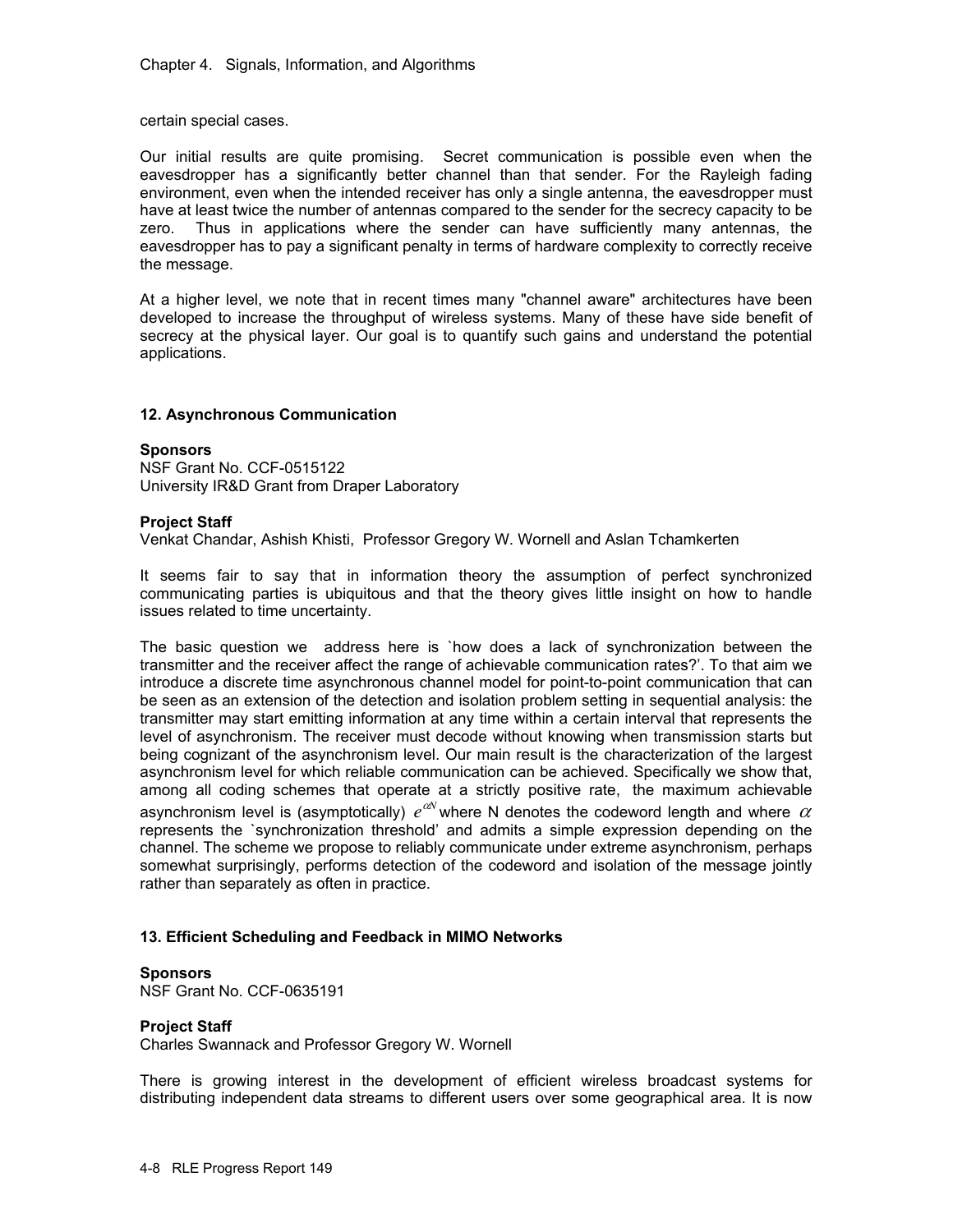certain special cases.

Our initial results are quite promising. Secret communication is possible even when the eavesdropper has a significantly better channel than that sender. For the Rayleigh fading environment, even when the intended receiver has only a single antenna, the eavesdropper must have at least twice the number of antennas compared to the sender for the secrecy capacity to be zero. Thus in applications where the sender can have sufficiently many antennas, the eavesdropper has to pay a significant penalty in terms of hardware complexity to correctly receive the message.

At a higher level, we note that in recent times many "channel aware" architectures have been developed to increase the throughput of wireless systems. Many of these have side benefit of secrecy at the physical layer. Our goal is to quantify such gains and understand the potential applications.

### 12. Asynchronous Communication

**Sponsors**
NSF Grant No. CCF-0515122
University IR&D Grant from Draper Laboratory

**Project Staff**
Venkat Chandar, Ashish Khisti, Professor Gregory W. Wornell and Aslan Tchamkerten

It seems fair to say that in information theory the assumption of perfect synchronized communicating parties is ubiquitous and that the theory gives little insight on how to handle issues related to time uncertainty.

The basic question we address here is `how does a lack of synchronization between the transmitter and the receiver affect the range of achievable communication rates?'. To that aim we introduce a discrete time asynchronous channel model for point-to-point communication that can be seen as an extension of the detection and isolation problem setting in sequential analysis: the transmitter may start emitting information at any time within a certain interval that represents the level of asynchronism. The receiver must decode without knowing when transmission starts but being cognizant of the asynchronism level. Our main result is the characterization of the largest asynchronism level for which reliable communication can be achieved. Specifically we show that, among all coding schemes that operate at a strictly positive rate, the maximum achievable asynchronism level is (asymptotically) $e^{\alpha N}$ where N denotes the codeword length and where $\alpha$ represents the `synchronization threshold' and admits a simple expression depending on the channel. The scheme we propose to reliably communicate under extreme asynchronism, perhaps somewhat surprisingly, performs detection of the codeword and isolation of the message jointly rather than separately as often in practice.

### 13. Efficient Scheduling and Feedback in MIMO Networks

**Sponsors**
NSF Grant No. CCF-0635191

**Project Staff**
Charles Swannack and Professor Gregory W. Wornell

There is growing interest in the development of efficient wireless broadcast systems for distributing independent data streams to different users over some geographical area. It is now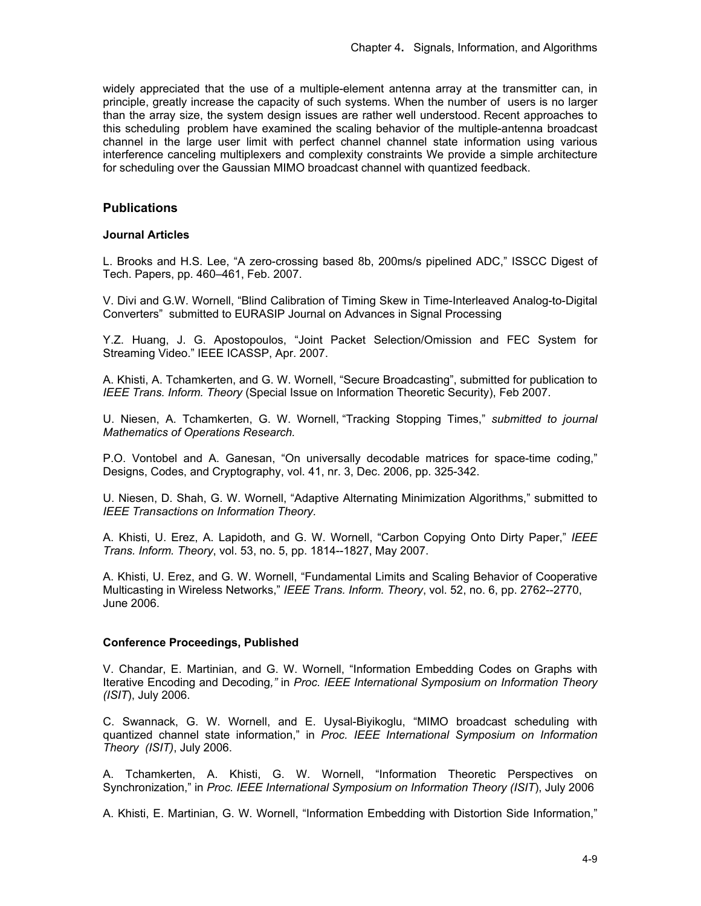widely appreciated that the use of a multiple-element antenna array at the transmitter can, in principle, greatly increase the capacity of such systems. When the number of users is no larger than the array size, the system design issues are rather well understood. Recent approaches to this scheduling problem have examined the scaling behavior of the multiple-antenna broadcast channel in the large user limit with perfect channel channel state information using various interference canceling multiplexers and complexity constraints We provide a simple architecture for scheduling over the Gaussian MIMO broadcast channel with quantized feedback.

## Publications

### Journal Articles

L. Brooks and H.S. Lee, "A zero-crossing based 8b, 200ms/s pipelined ADC," ISSCC Digest of Tech. Papers, pp. 460–461, Feb. 2007.

V. Divi and G.W. Wornell, "Blind Calibration of Timing Skew in Time-Interleaved Analog-to-Digital Converters" submitted to EURASIP Journal on Advances in Signal Processing

Y.Z. Huang, J. G. Apostopoulos, "Joint Packet Selection/Omission and FEC System for Streaming Video." IEEE ICASSP, Apr. 2007.

A. Khisti, A. Tchamkerten, and G. W. Wornell, "Secure Broadcasting", submitted for publication to *IEEE Trans. Inform. Theory* (Special Issue on Information Theoretic Security), Feb 2007.

U. Niesen, A. Tchamkerten, G. W. Wornell, "Tracking Stopping Times," *submitted to journal Mathematics of Operations Research.*

P.O. Vontobel and A. Ganesan, "On universally decodable matrices for space-time coding," Designs, Codes, and Cryptography, vol. 41, nr. 3, Dec. 2006, pp. 325-342.

U. Niesen, D. Shah, G. W. Wornell, "Adaptive Alternating Minimization Algorithms," submitted to *IEEE Transactions on Information Theory.*

A. Khisti, U. Erez, A. Lapidoth, and G. W. Wornell, "Carbon Copying Onto Dirty Paper," *IEEE Trans. Inform. Theory*, vol. 53, no. 5, pp. 1814--1827, May 2007.

A. Khisti, U. Erez, and G. W. Wornell, "Fundamental Limits and Scaling Behavior of Cooperative Multicasting in Wireless Networks," *IEEE Trans. Inform. Theory*, vol. 52, no. 6, pp. 2762--2770, June 2006.

### Conference Proceedings, Published

V. Chandar, E. Martinian, and G. W. Wornell, "Information Embedding Codes on Graphs with Iterative Encoding and Decoding*,"* in *Proc. IEEE International Symposium on Information Theory (ISIT*), July 2006.

C. Swannack, G. W. Wornell, and E. Uysal-Biyikoglu, "MIMO broadcast scheduling with quantized channel state information," in *Proc. IEEE International Symposium on Information Theory (ISIT)*, July 2006.

A. Tchamkerten, A. Khisti, G. W. Wornell, "Information Theoretic Perspectives on Synchronization," in *Proc. IEEE International Symposium on Information Theory (ISIT*), July 2006

A. Khisti, E. Martinian, G. W. Wornell, "Information Embedding with Distortion Side Information,"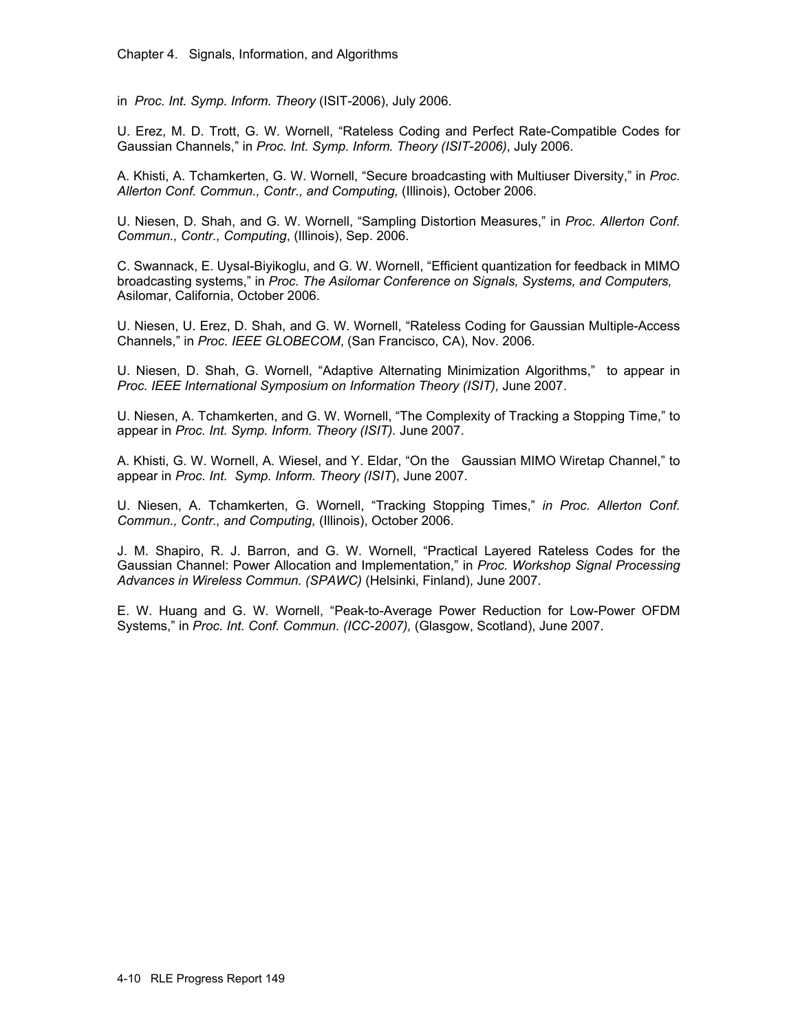in *Proc. Int. Symp. Inform. Theory* (ISIT-2006), July 2006.

U. Erez, M. D. Trott, G. W. Wornell, "Rateless Coding and Perfect Rate-Compatible Codes for Gaussian Channels," in *Proc. Int. Symp. Inform. Theory (ISIT-2006)*, July 2006.

A. Khisti, A. Tchamkerten, G. W. Wornell, "Secure broadcasting with Multiuser Diversity," in *Proc. Allerton Conf. Commun., Contr., and Computing,* (Illinois), October 2006.

U. Niesen, D. Shah, and G. W. Wornell, "Sampling Distortion Measures," in *Proc. Allerton Conf. Commun., Contr., Computing*, (Illinois), Sep. 2006.

C. Swannack, E. Uysal-Biyikoglu, and G. W. Wornell, "Efficient quantization for feedback in MIMO broadcasting systems," in *Proc. The Asilomar Conference on Signals, Systems, and Computers,* Asilomar, California, October 2006.

U. Niesen, U. Erez, D. Shah, and G. W. Wornell, "Rateless Coding for Gaussian Multiple-Access Channels," in *Proc. IEEE GLOBECOM*, (San Francisco, CA), Nov. 2006.

U. Niesen, D. Shah, G. Wornell, "Adaptive Alternating Minimization Algorithms," to appear in *Proc. IEEE International Symposium on Information Theory (ISIT),* June 2007.

U. Niesen, A. Tchamkerten, and G. W. Wornell, "The Complexity of Tracking a Stopping Time," to appear in *Proc. Int. Symp. Inform. Theory (ISIT).* June 2007.

A. Khisti, G. W. Wornell, A. Wiesel, and Y. Eldar, "On the Gaussian MIMO Wiretap Channel," to appear in *Proc. Int. Symp. Inform. Theory (ISIT*), June 2007.

U. Niesen, A. Tchamkerten, G. Wornell, "Tracking Stopping Times," *in Proc. Allerton Conf. Commun., Contr., and Computing,* (Illinois), October 2006.

J. M. Shapiro, R. J. Barron, and G. W. Wornell, "Practical Layered Rateless Codes for the Gaussian Channel: Power Allocation and Implementation," in *Proc. Workshop Signal Processing Advances in Wireless Commun. (SPAWC)* (Helsinki, Finland), June 2007.

E. W. Huang and G. W. Wornell, "Peak-to-Average Power Reduction for Low-Power OFDM Systems," in *Proc. Int. Conf. Commun. (ICC-2007),* (Glasgow, Scotland), June 2007.